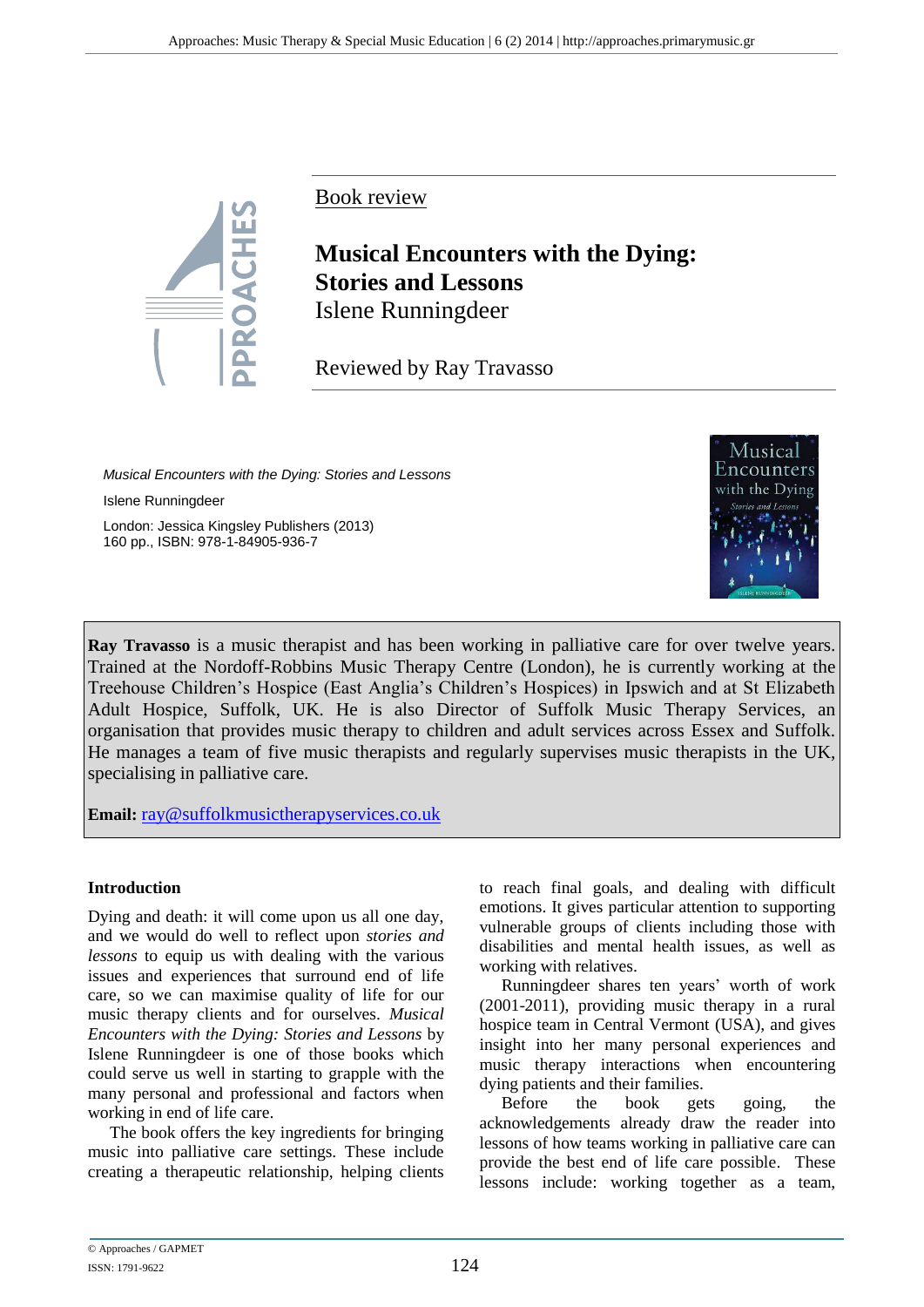Book review

# Musical Encounters with the Dying: Stories and Lessons

Islene Runningdeer

Reviewed by Ray Travasso

*Musical Encounters with the Dying: Stories and Lessons*

Islene Runningdeer

London: Jessica Kingsley Publishers (2013)
160 pp., ISBN: 978-1-84905-936-7

**Ray Travasso** is a music therapist and has been working in palliative care for over twelve years. Trained at the Nordoff-Robbins Music Therapy Centre (London), he is currently working at the Treehouse Children's Hospice (East Anglia's Children's Hospices) in Ipswich and at St Elizabeth Adult Hospice, Suffolk, UK. He is also Director of Suffolk Music Therapy Services, an organisation that provides music therapy to children and adult services across Essex and Suffolk. He manages a team of five music therapists and regularly supervises music therapists in the UK, specialising in palliative care.

**Email:** ray@suffolkmusictherapyservices.co.uk

## Introduction

Dying and death: it will come upon us all one day, and we would do well to reflect upon *stories and lessons* to equip us with dealing with the various issues and experiences that surround end of life care, so we can maximise quality of life for our music therapy clients and for ourselves. *Musical Encounters with the Dying: Stories and Lessons* by Islene Runningdeer is one of those books which could serve us well in starting to grapple with the many personal and professional and factors when working in end of life care.

The book offers the key ingredients for bringing music into palliative care settings. These include creating a therapeutic relationship, helping clients to reach final goals, and dealing with difficult emotions. It gives particular attention to supporting vulnerable groups of clients including those with disabilities and mental health issues, as well as working with relatives.

Runningdeer shares ten years' worth of work (2001-2011), providing music therapy in a rural hospice team in Central Vermont (USA), and gives insight into her many personal experiences and music therapy interactions when encountering dying patients and their families.

Before the book gets going, the acknowledgements already draw the reader into lessons of how teams working in palliative care can provide the best end of life care possible. These lessons include: working together as a team,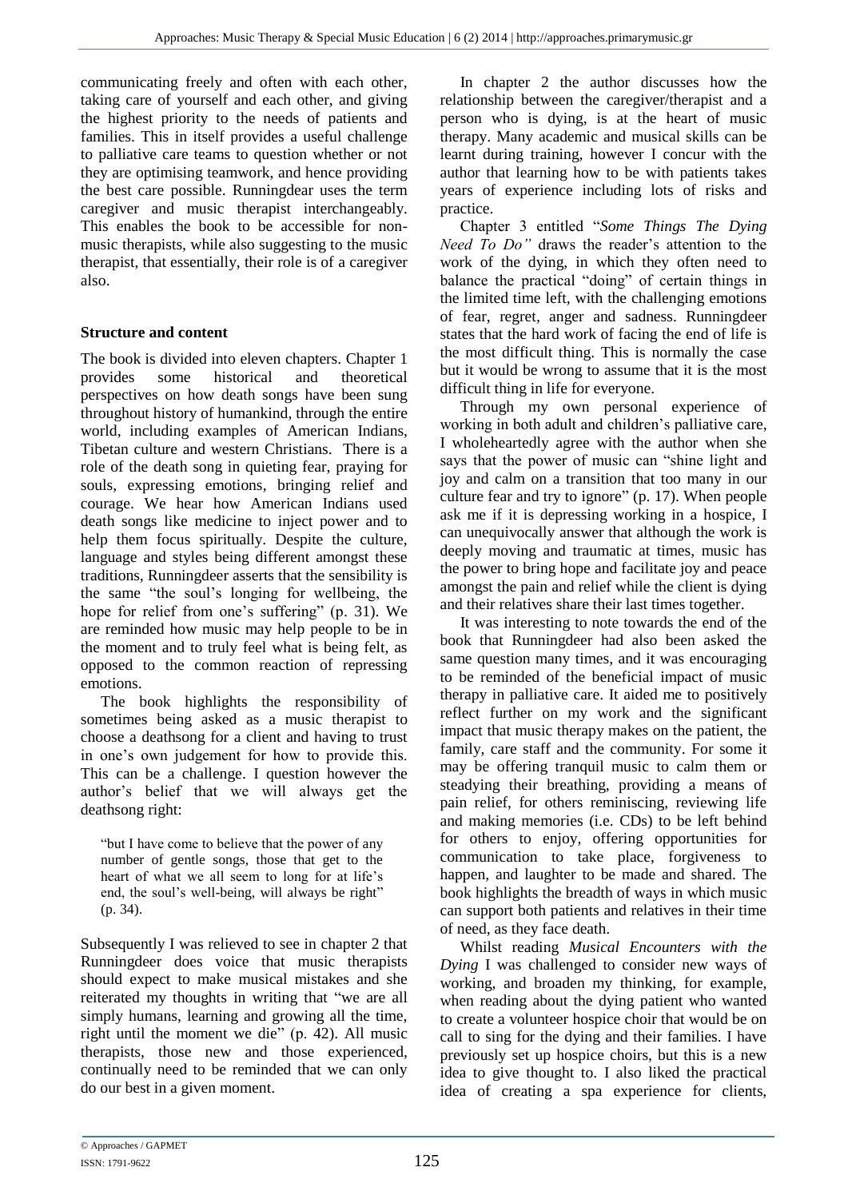communicating freely and often with each other, taking care of yourself and each other, and giving the highest priority to the needs of patients and families. This in itself provides a useful challenge to palliative care teams to question whether or not they are optimising teamwork, and hence providing the best care possible. Runningdear uses the term caregiver and music therapist interchangeably. This enables the book to be accessible for non-music therapists, while also suggesting to the music therapist, that essentially, their role is of a caregiver also.

**Structure and content**

The book is divided into eleven chapters. Chapter 1 provides some historical and theoretical perspectives on how death songs have been sung throughout history of humankind, through the entire world, including examples of American Indians, Tibetan culture and western Christians. There is a role of the death song in quieting fear, praying for souls, expressing emotions, bringing relief and courage. We hear how American Indians used death songs like medicine to inject power and to help them focus spiritually. Despite the culture, language and styles being different amongst these traditions, Runningdeer asserts that the sensibility is the same "the soul's longing for wellbeing, the hope for relief from one's suffering" (p. 31). We are reminded how music may help people to be in the moment and to truly feel what is being felt, as opposed to the common reaction of repressing emotions.

The book highlights the responsibility of sometimes being asked as a music therapist to choose a deathsong for a client and having to trust in one's own judgement for how to provide this. This can be a challenge. I question however the author's belief that we will always get the deathsong right:

> "but I have come to believe that the power of any number of gentle songs, those that get to the heart of what we all seem to long for at life's end, the soul's well-being, will always be right" (p. 34).

Subsequently I was relieved to see in chapter 2 that Runningdeer does voice that music therapists should expect to make musical mistakes and she reiterated my thoughts in writing that "we are all simply humans, learning and growing all the time, right until the moment we die" (p. 42). All music therapists, those new and those experienced, continually need to be reminded that we can only do our best in a given moment.

In chapter 2 the author discusses how the relationship between the caregiver/therapist and a person who is dying, is at the heart of music therapy. Many academic and musical skills can be learnt during training, however I concur with the author that learning how to be with patients takes years of experience including lots of risks and practice.

Chapter 3 entitled "*Some Things The Dying Need To Do"* draws the reader's attention to the work of the dying, in which they often need to balance the practical "doing" of certain things in the limited time left, with the challenging emotions of fear, regret, anger and sadness. Runningdeer states that the hard work of facing the end of life is the most difficult thing. This is normally the case but it would be wrong to assume that it is the most difficult thing in life for everyone.

Through my own personal experience of working in both adult and children's palliative care, I wholeheartedly agree with the author when she says that the power of music can "shine light and joy and calm on a transition that too many in our culture fear and try to ignore" (p. 17). When people ask me if it is depressing working in a hospice, I can unequivocally answer that although the work is deeply moving and traumatic at times, music has the power to bring hope and facilitate joy and peace amongst the pain and relief while the client is dying and their relatives share their last times together.

It was interesting to note towards the end of the book that Runningdeer had also been asked the same question many times, and it was encouraging to be reminded of the beneficial impact of music therapy in palliative care. It aided me to positively reflect further on my work and the significant impact that music therapy makes on the patient, the family, care staff and the community. For some it may be offering tranquil music to calm them or steadying their breathing, providing a means of pain relief, for others reminiscing, reviewing life and making memories (i.e. CDs) to be left behind for others to enjoy, offering opportunities for communication to take place, forgiveness to happen, and laughter to be made and shared. The book highlights the breadth of ways in which music can support both patients and relatives in their time of need, as they face death.

Whilst reading *Musical Encounters with the Dying* I was challenged to consider new ways of working, and broaden my thinking, for example, when reading about the dying patient who wanted to create a volunteer hospice choir that would be on call to sing for the dying and their families. I have previously set up hospice choirs, but this is a new idea to give thought to. I also liked the practical idea of creating a spa experience for clients,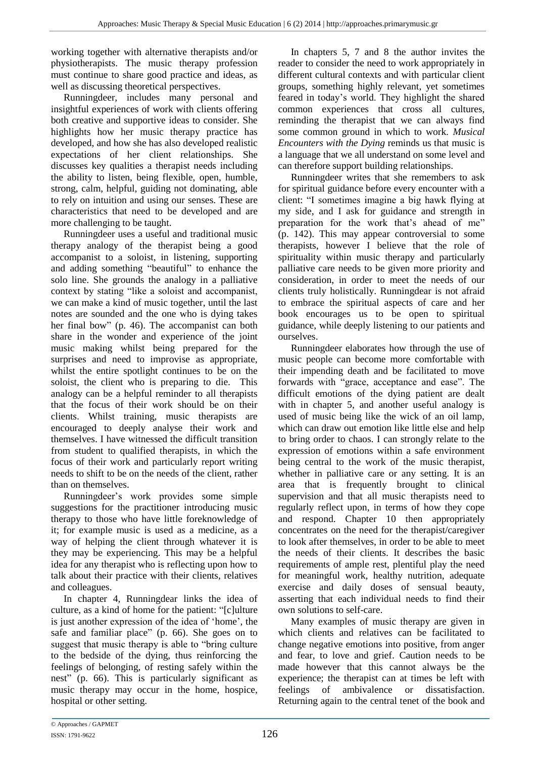working together with alternative therapists and/or physiotherapists. The music therapy profession must continue to share good practice and ideas, as well as discussing theoretical perspectives.

Runningdeer, includes many personal and insightful experiences of work with clients offering both creative and supportive ideas to consider. She highlights how her music therapy practice has developed, and how she has also developed realistic expectations of her client relationships. She discusses key qualities a therapist needs including the ability to listen, being flexible, open, humble, strong, calm, helpful, guiding not dominating, able to rely on intuition and using our senses. These are characteristics that need to be developed and are more challenging to be taught.

Runningdeer uses a useful and traditional music therapy analogy of the therapist being a good accompanist to a soloist, in listening, supporting and adding something "beautiful" to enhance the solo line. She grounds the analogy in a palliative context by stating "like a soloist and accompanist, we can make a kind of music together, until the last notes are sounded and the one who is dying takes her final bow" (p. 46). The accompanist can both share in the wonder and experience of the joint music making whilst being prepared for the surprises and need to improvise as appropriate, whilst the entire spotlight continues to be on the soloist, the client who is preparing to die. This analogy can be a helpful reminder to all therapists that the focus of their work should be on their clients. Whilst training, music therapists are encouraged to deeply analyse their work and themselves. I have witnessed the difficult transition from student to qualified therapists, in which the focus of their work and particularly report writing needs to shift to be on the needs of the client, rather than on themselves.

Runningdeer's work provides some simple suggestions for the practitioner introducing music therapy to those who have little foreknowledge of it; for example music is used as a medicine, as a way of helping the client through whatever it is they may be experiencing. This may be a helpful idea for any therapist who is reflecting upon how to talk about their practice with their clients, relatives and colleagues.

In chapter 4, Runningdear links the idea of culture, as a kind of home for the patient: "[c]ulture is just another expression of the idea of 'home', the safe and familiar place" (p. 66). She goes on to suggest that music therapy is able to "bring culture to the bedside of the dying, thus reinforcing the feelings of belonging, of resting safely within the nest" (p. 66). This is particularly significant as music therapy may occur in the home, hospice, hospital or other setting.

In chapters 5, 7 and 8 the author invites the reader to consider the need to work appropriately in different cultural contexts and with particular client groups, something highly relevant, yet sometimes feared in today's world. They highlight the shared common experiences that cross all cultures, reminding the therapist that we can always find some common ground in which to work. *Musical Encounters with the Dying* reminds us that music is a language that we all understand on some level and can therefore support building relationships.

Runningdeer writes that she remembers to ask for spiritual guidance before every encounter with a client: "I sometimes imagine a big hawk flying at my side, and I ask for guidance and strength in preparation for the work that's ahead of me" (p. 142). This may appear controversial to some therapists, however I believe that the role of spirituality within music therapy and particularly palliative care needs to be given more priority and consideration, in order to meet the needs of our clients truly holistically. Runningdear is not afraid to embrace the spiritual aspects of care and her book encourages us to be open to spiritual guidance, while deeply listening to our patients and ourselves.

Runningdeer elaborates how through the use of music people can become more comfortable with their impending death and be facilitated to move forwards with "grace, acceptance and ease". The difficult emotions of the dying patient are dealt with in chapter 5, and another useful analogy is used of music being like the wick of an oil lamp, which can draw out emotion like little else and help to bring order to chaos. I can strongly relate to the expression of emotions within a safe environment being central to the work of the music therapist, whether in palliative care or any setting. It is an area that is frequently brought to clinical supervision and that all music therapists need to regularly reflect upon, in terms of how they cope and respond. Chapter 10 then appropriately concentrates on the need for the therapist/caregiver to look after themselves, in order to be able to meet the needs of their clients. It describes the basic requirements of ample rest, plentiful play the need for meaningful work, healthy nutrition, adequate exercise and daily doses of sensual beauty, asserting that each individual needs to find their own solutions to self-care.

Many examples of music therapy are given in which clients and relatives can be facilitated to change negative emotions into positive, from anger and fear, to love and grief. Caution needs to be made however that this cannot always be the experience; the therapist can at times be left with feelings of ambivalence or dissatisfaction. Returning again to the central tenet of the book and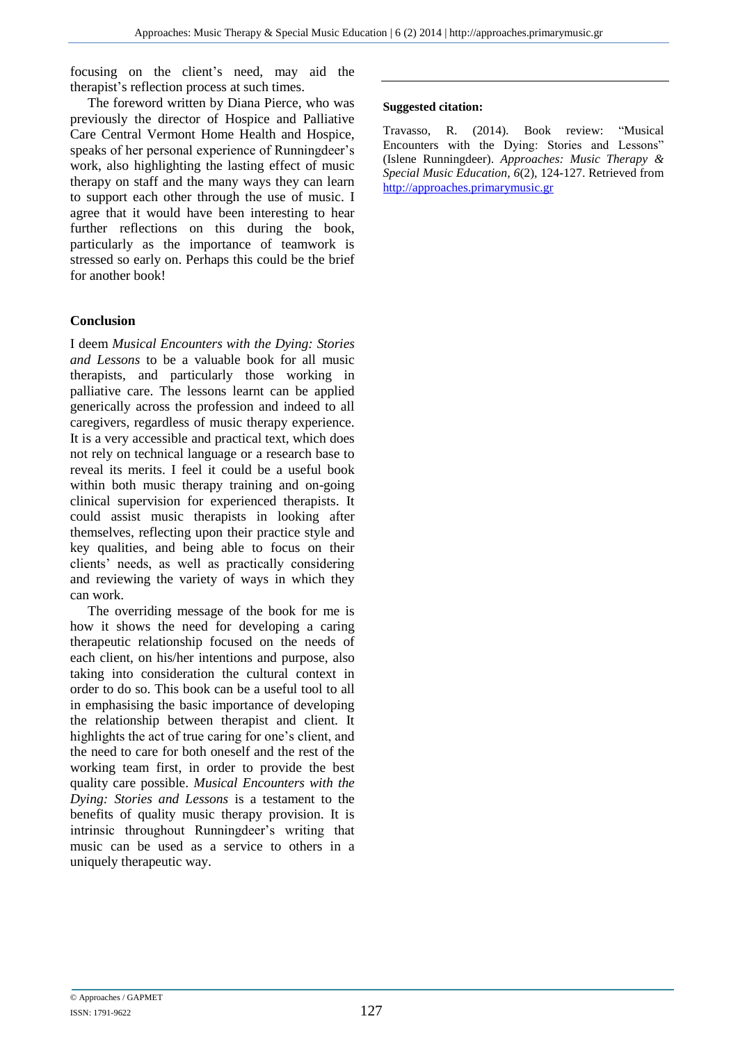focusing on the client's need, may aid the therapist's reflection process at such times.

The foreword written by Diana Pierce, who was previously the director of Hospice and Palliative Care Central Vermont Home Health and Hospice, speaks of her personal experience of Runningdeer's work, also highlighting the lasting effect of music therapy on staff and the many ways they can learn to support each other through the use of music. I agree that it would have been interesting to hear further reflections on this during the book, particularly as the importance of teamwork is stressed so early on. Perhaps this could be the brief for another book!

**Conclusion**

I deem *Musical Encounters with the Dying: Stories and Lessons* to be a valuable book for all music therapists, and particularly those working in palliative care. The lessons learnt can be applied generically across the profession and indeed to all caregivers, regardless of music therapy experience. It is a very accessible and practical text, which does not rely on technical language or a research base to reveal its merits. I feel it could be a useful book within both music therapy training and on-going clinical supervision for experienced therapists. It could assist music therapists in looking after themselves, reflecting upon their practice style and key qualities, and being able to focus on their clients' needs, as well as practically considering and reviewing the variety of ways in which they can work.

The overriding message of the book for me is how it shows the need for developing a caring therapeutic relationship focused on the needs of each client, on his/her intentions and purpose, also taking into consideration the cultural context in order to do so. This book can be a useful tool to all in emphasising the basic importance of developing the relationship between therapist and client. It highlights the act of true caring for one's client, and the need to care for both oneself and the rest of the working team first, in order to provide the best quality care possible. *Musical Encounters with the Dying: Stories and Lessons* is a testament to the benefits of quality music therapy provision. It is intrinsic throughout Runningdeer's writing that music can be used as a service to others in a uniquely therapeutic way.

---

**Suggested citation:**

Travasso, R. (2014). Book review: "Musical Encounters with the Dying: Stories and Lessons" (Islene Runningdeer). *Approaches: Music Therapy & Special Music Education, 6*(2), 124-127. Retrieved from http://approaches.primarymusic.gr